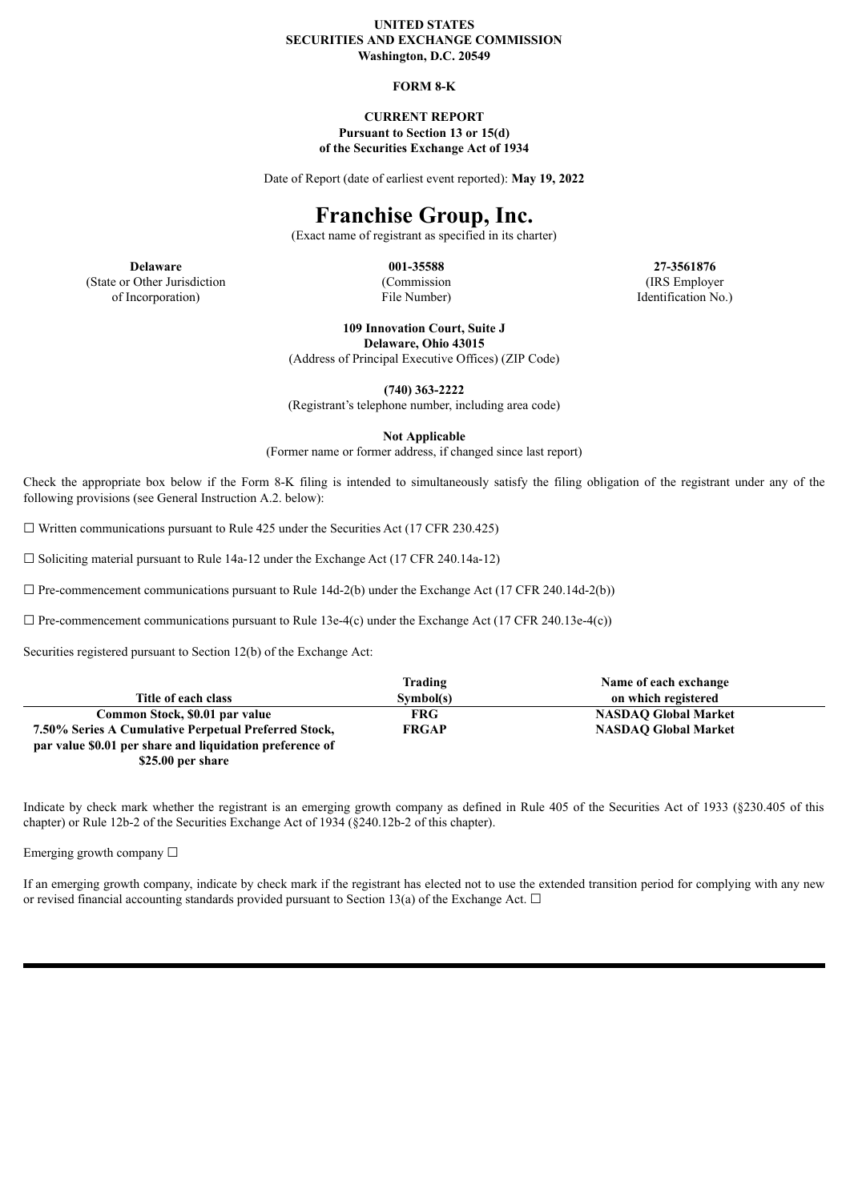**UNITED STATES**
**SECURITIES AND EXCHANGE COMMISSION**
**Washington, D.C. 20549**

**FORM 8-K**

**CURRENT REPORT**
**Pursuant to Section 13 or 15(d)**
**of the Securities Exchange Act of 1934**

Date of Report (date of earliest event reported): **May 19, 2022**

# Franchise Group, Inc.

(Exact name of registrant as specified in its charter)

| **Delaware** | **001-35588** | **27-3561876** |
|---|---|---|
| (State or Other Jurisdiction of Incorporation) | (Commission File Number) | (IRS Employer Identification No.) |

**109 Innovation Court, Suite J**
**Delaware, Ohio 43015**
(Address of Principal Executive Offices) (ZIP Code)

**(740) 363-2222**
(Registrant's telephone number, including area code)

**Not Applicable**
(Former name or former address, if changed since last report)

Check the appropriate box below if the Form 8-K filing is intended to simultaneously satisfy the filing obligation of the registrant under any of the following provisions (see General Instruction A.2. below):

☐ Written communications pursuant to Rule 425 under the Securities Act (17 CFR 230.425)

☐ Soliciting material pursuant to Rule 14a-12 under the Exchange Act (17 CFR 240.14a-12)

☐ Pre-commencement communications pursuant to Rule 14d-2(b) under the Exchange Act (17 CFR 240.14d-2(b))

☐ Pre-commencement communications pursuant to Rule 13e-4(c) under the Exchange Act (17 CFR 240.13e-4(c))

Securities registered pursuant to Section 12(b) of the Exchange Act:

| Title of each class | Trading Symbol(s) | Name of each exchange on which registered |
|---|---|---|
| **Common Stock, $0.01 par value** | **FRG** | **NASDAQ Global Market** |
| **7.50% Series A Cumulative Perpetual Preferred Stock, par value $0.01 per share and liquidation preference of $25.00 per share** | **FRGAP** | **NASDAQ Global Market** |

Indicate by check mark whether the registrant is an emerging growth company as defined in Rule 405 of the Securities Act of 1933 (§230.405 of this chapter) or Rule 12b-2 of the Securities Exchange Act of 1934 (§240.12b-2 of this chapter).

Emerging growth company ☐

If an emerging growth company, indicate by check mark if the registrant has elected not to use the extended transition period for complying with any new or revised financial accounting standards provided pursuant to Section 13(a) of the Exchange Act. ☐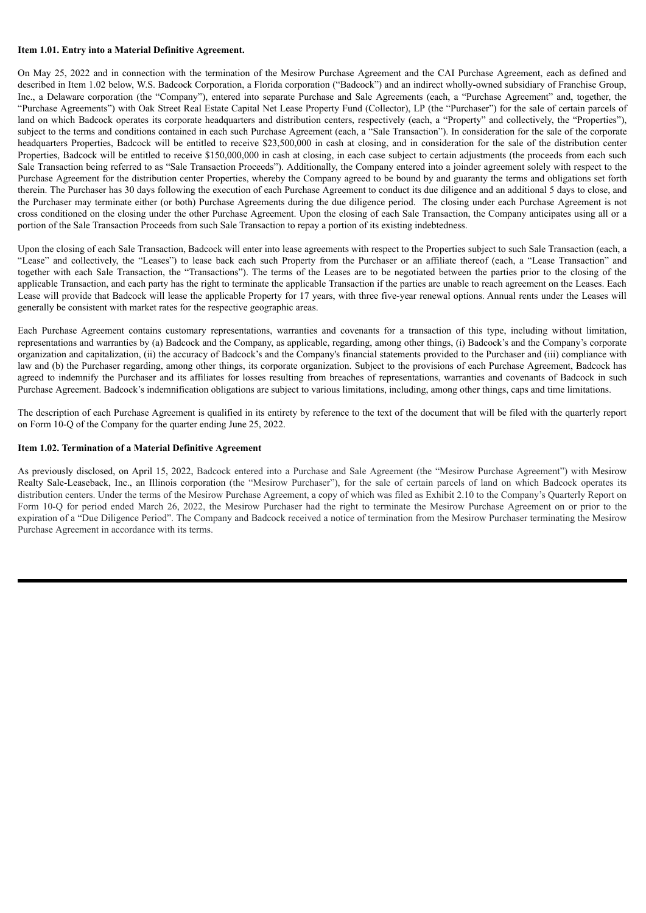**Item 1.01. Entry into a Material Definitive Agreement.**

On May 25, 2022 and in connection with the termination of the Mesirow Purchase Agreement and the CAI Purchase Agreement, each as defined and described in Item 1.02 below, W.S. Badcock Corporation, a Florida corporation ("Badcock") and an indirect wholly-owned subsidiary of Franchise Group, Inc., a Delaware corporation (the "Company"), entered into separate Purchase and Sale Agreements (each, a "Purchase Agreement" and, together, the "Purchase Agreements") with Oak Street Real Estate Capital Net Lease Property Fund (Collector), LP (the "Purchaser") for the sale of certain parcels of land on which Badcock operates its corporate headquarters and distribution centers, respectively (each, a "Property" and collectively, the "Properties"), subject to the terms and conditions contained in each such Purchase Agreement (each, a "Sale Transaction"). In consideration for the sale of the corporate headquarters Properties, Badcock will be entitled to receive $23,500,000 in cash at closing, and in consideration for the sale of the distribution center Properties, Badcock will be entitled to receive $150,000,000 in cash at closing, in each case subject to certain adjustments (the proceeds from each such Sale Transaction being referred to as "Sale Transaction Proceeds"). Additionally, the Company entered into a joinder agreement solely with respect to the Purchase Agreement for the distribution center Properties, whereby the Company agreed to be bound by and guaranty the terms and obligations set forth therein. The Purchaser has 30 days following the execution of each Purchase Agreement to conduct its due diligence and an additional 5 days to close, and the Purchaser may terminate either (or both) Purchase Agreements during the due diligence period. The closing under each Purchase Agreement is not cross conditioned on the closing under the other Purchase Agreement. Upon the closing of each Sale Transaction, the Company anticipates using all or a portion of the Sale Transaction Proceeds from such Sale Transaction to repay a portion of its existing indebtedness.

Upon the closing of each Sale Transaction, Badcock will enter into lease agreements with respect to the Properties subject to such Sale Transaction (each, a "Lease" and collectively, the "Leases") to lease back each such Property from the Purchaser or an affiliate thereof (each, a "Lease Transaction" and together with each Sale Transaction, the "Transactions"). The terms of the Leases are to be negotiated between the parties prior to the closing of the applicable Transaction, and each party has the right to terminate the applicable Transaction if the parties are unable to reach agreement on the Leases. Each Lease will provide that Badcock will lease the applicable Property for 17 years, with three five-year renewal options. Annual rents under the Leases will generally be consistent with market rates for the respective geographic areas.

Each Purchase Agreement contains customary representations, warranties and covenants for a transaction of this type, including without limitation, representations and warranties by (a) Badcock and the Company, as applicable, regarding, among other things, (i) Badcock's and the Company's corporate organization and capitalization, (ii) the accuracy of Badcock's and the Company's financial statements provided to the Purchaser and (iii) compliance with law and (b) the Purchaser regarding, among other things, its corporate organization. Subject to the provisions of each Purchase Agreement, Badcock has agreed to indemnify the Purchaser and its affiliates for losses resulting from breaches of representations, warranties and covenants of Badcock in such Purchase Agreement. Badcock's indemnification obligations are subject to various limitations, including, among other things, caps and time limitations.

The description of each Purchase Agreement is qualified in its entirety by reference to the text of the document that will be filed with the quarterly report on Form 10-Q of the Company for the quarter ending June 25, 2022.

**Item 1.02. Termination of a Material Definitive Agreement**

As previously disclosed, on April 15, 2022, Badcock entered into a Purchase and Sale Agreement (the "Mesirow Purchase Agreement") with Mesirow Realty Sale-Leaseback, Inc., an Illinois corporation (the "Mesirow Purchaser"), for the sale of certain parcels of land on which Badcock operates its distribution centers. Under the terms of the Mesirow Purchase Agreement, a copy of which was filed as Exhibit 2.10 to the Company's Quarterly Report on Form 10-Q for period ended March 26, 2022, the Mesirow Purchaser had the right to terminate the Mesirow Purchase Agreement on or prior to the expiration of a "Due Diligence Period". The Company and Badcock received a notice of termination from the Mesirow Purchaser terminating the Mesirow Purchase Agreement in accordance with its terms.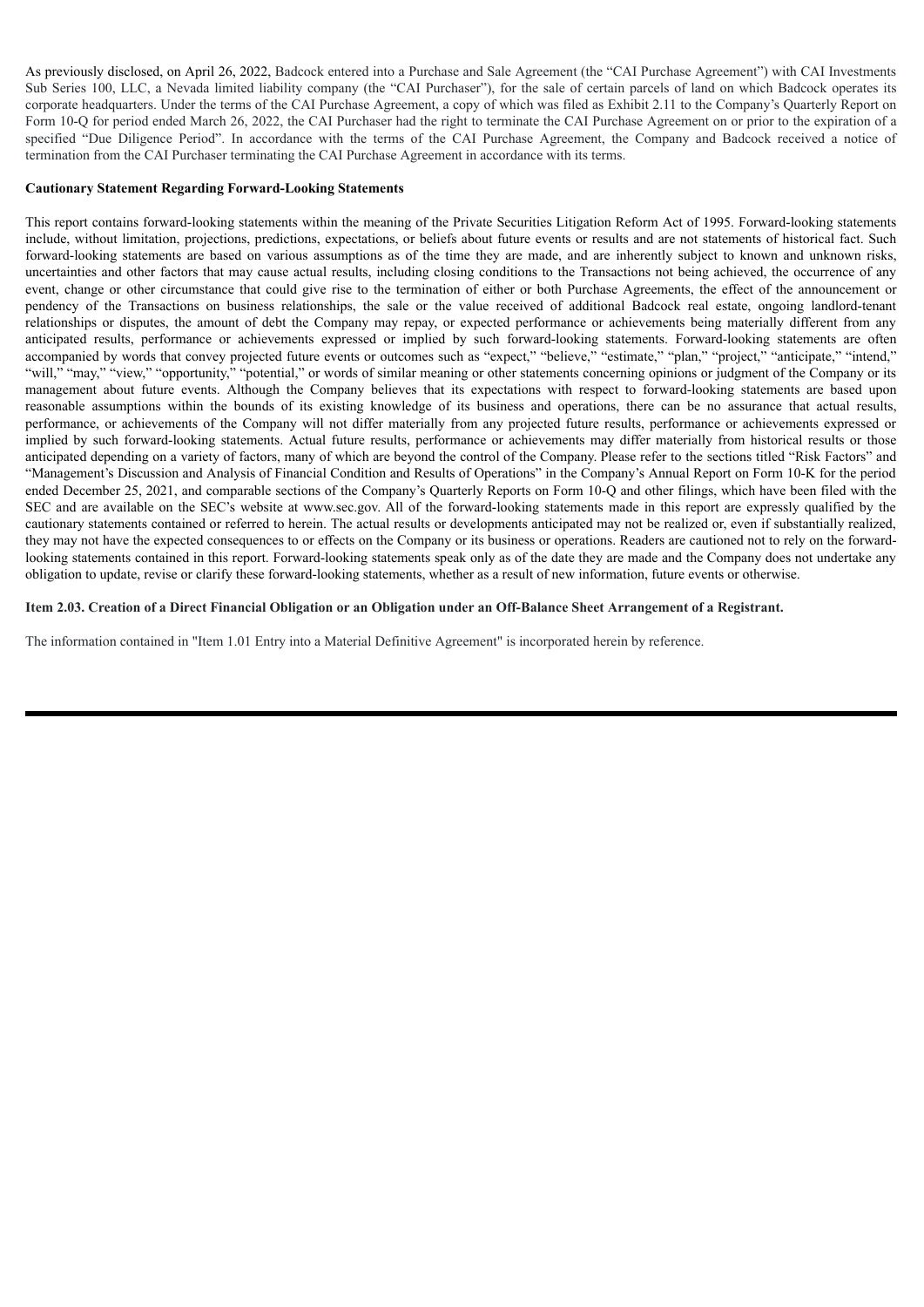As previously disclosed, on April 26, 2022, Badcock entered into a Purchase and Sale Agreement (the "CAI Purchase Agreement") with CAI Investments Sub Series 100, LLC, a Nevada limited liability company (the "CAI Purchaser"), for the sale of certain parcels of land on which Badcock operates its corporate headquarters. Under the terms of the CAI Purchase Agreement, a copy of which was filed as Exhibit 2.11 to the Company's Quarterly Report on Form 10-Q for period ended March 26, 2022, the CAI Purchaser had the right to terminate the CAI Purchase Agreement on or prior to the expiration of a specified "Due Diligence Period". In accordance with the terms of the CAI Purchase Agreement, the Company and Badcock received a notice of termination from the CAI Purchaser terminating the CAI Purchase Agreement in accordance with its terms.

**Cautionary Statement Regarding Forward-Looking Statements**

This report contains forward-looking statements within the meaning of the Private Securities Litigation Reform Act of 1995. Forward-looking statements include, without limitation, projections, predictions, expectations, or beliefs about future events or results and are not statements of historical fact. Such forward-looking statements are based on various assumptions as of the time they are made, and are inherently subject to known and unknown risks, uncertainties and other factors that may cause actual results, including closing conditions to the Transactions not being achieved, the occurrence of any event, change or other circumstance that could give rise to the termination of either or both Purchase Agreements, the effect of the announcement or pendency of the Transactions on business relationships, the sale or the value received of additional Badcock real estate, ongoing landlord-tenant relationships or disputes, the amount of debt the Company may repay, or expected performance or achievements being materially different from any anticipated results, performance or achievements expressed or implied by such forward-looking statements. Forward-looking statements are often accompanied by words that convey projected future events or outcomes such as "expect," "believe," "estimate," "plan," "project," "anticipate," "intend," "will," "may," "view," "opportunity," "potential," or words of similar meaning or other statements concerning opinions or judgment of the Company or its management about future events. Although the Company believes that its expectations with respect to forward-looking statements are based upon reasonable assumptions within the bounds of its existing knowledge of its business and operations, there can be no assurance that actual results, performance, or achievements of the Company will not differ materially from any projected future results, performance or achievements expressed or implied by such forward-looking statements. Actual future results, performance or achievements may differ materially from historical results or those anticipated depending on a variety of factors, many of which are beyond the control of the Company. Please refer to the sections titled "Risk Factors" and "Management's Discussion and Analysis of Financial Condition and Results of Operations" in the Company's Annual Report on Form 10-K for the period ended December 25, 2021, and comparable sections of the Company's Quarterly Reports on Form 10-Q and other filings, which have been filed with the SEC and are available on the SEC's website at www.sec.gov. All of the forward-looking statements made in this report are expressly qualified by the cautionary statements contained or referred to herein. The actual results or developments anticipated may not be realized or, even if substantially realized, they may not have the expected consequences to or effects on the Company or its business or operations. Readers are cautioned not to rely on the forward-looking statements contained in this report. Forward-looking statements speak only as of the date they are made and the Company does not undertake any obligation to update, revise or clarify these forward-looking statements, whether as a result of new information, future events or otherwise.

**Item 2.03. Creation of a Direct Financial Obligation or an Obligation under an Off-Balance Sheet Arrangement of a Registrant.**

The information contained in "Item 1.01 Entry into a Material Definitive Agreement" is incorporated herein by reference.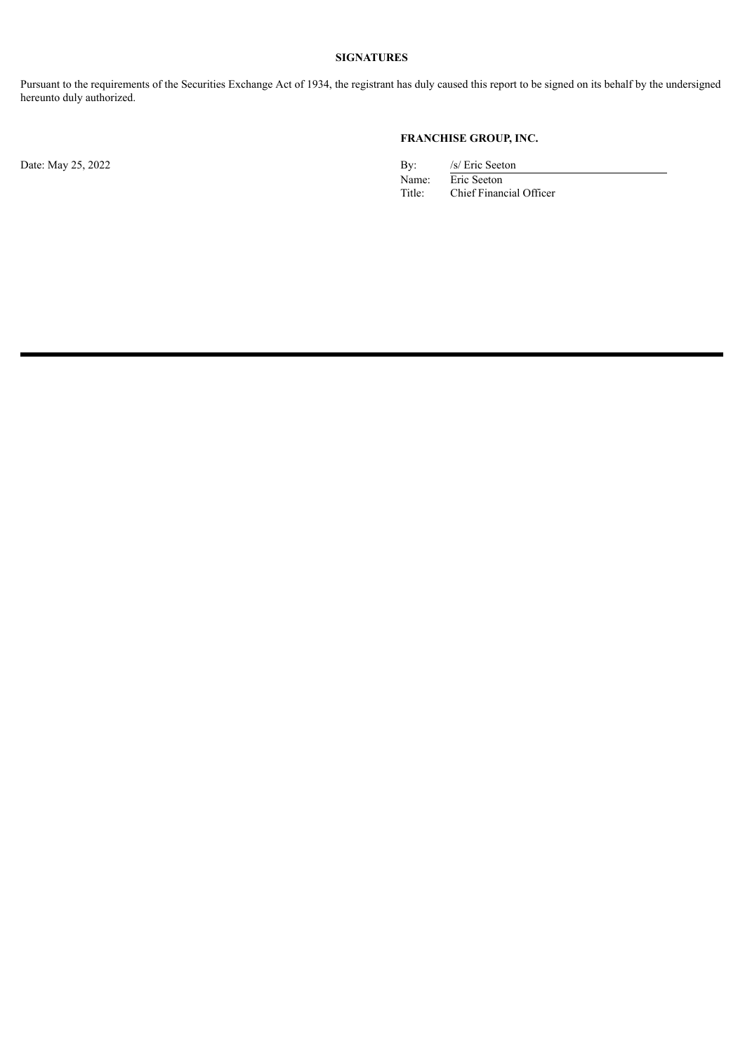**SIGNATURES**

Pursuant to the requirements of the Securities Exchange Act of 1934, the registrant has duly caused this report to be signed on its behalf by the undersigned hereunto duly authorized.

**FRANCHISE GROUP, INC.**

Date: May 25, 2022

| | |
|---|---|
| By: | /s/ Eric Seeton |
| Name: | Eric Seeton |
| Title: | Chief Financial Officer |